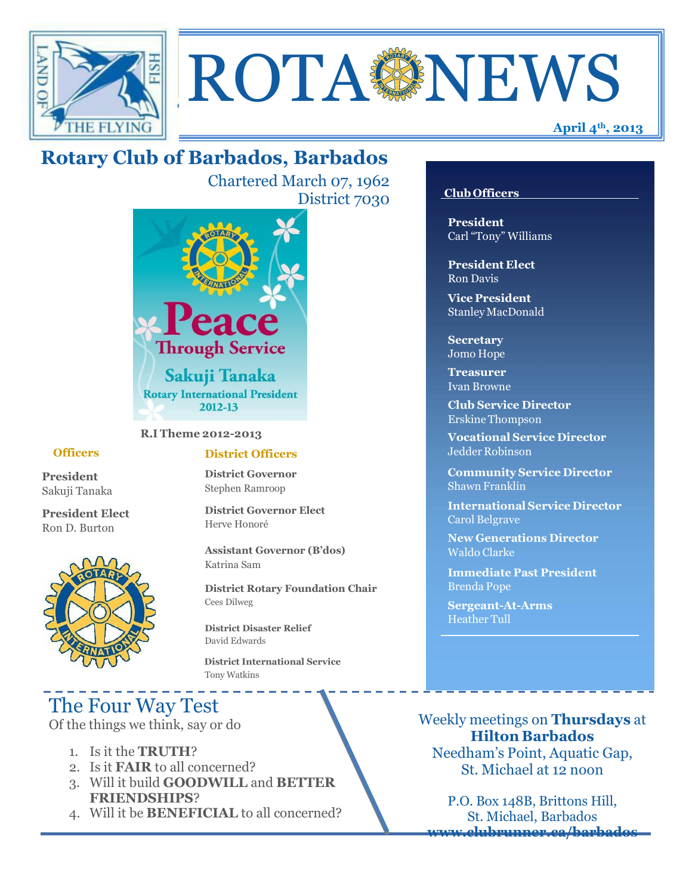# ROTA NEWS

**April 4th, 2013**

## Rotary Club of Barbados, Barbados

Chartered March 07, 1962
District 7030

Peace Through Service
Sakuji Tanaka
Rotary International President 2012-13

**R.I Theme 2012-2013**

### Officers

**President**
Sakuji Tanaka

**President Elect**
Ron D. Burton

### District Officers

**District Governor**
Stephen Ramroop

**District Governor Elect**
Herve Honoré

**Assistant Governor (B'dos)**
Katrina Sam

**District Rotary Foundation Chair**
Cees Dilweg

**District Disaster Relief**
David Edwards

**District International Service**
Tony Watkins

### Club Officers

**President**
Carl "Tony" Williams

**President Elect**
Ron Davis

**Vice President**
Stanley MacDonald

**Secretary**
Jomo Hope

**Treasurer**
Ivan Browne

**Club Service Director**
Erskine Thompson

**Vocational Service Director**
Jedder Robinson

**Community Service Director**
Shawn Franklin

**International Service Director**
Carol Belgrave

**New Generations Director**
Waldo Clarke

**Immediate Past President**
Brenda Pope

**Sergeant-At-Arms**
Heather Tull

## The Four Way Test

Of the things we think, say or do

1. Is it the **TRUTH**?
2. Is it **FAIR** to all concerned?
3. Will it build **GOODWILL** and **BETTER FRIENDSHIPS**?
4. Will it be **BENEFICIAL** to all concerned?

Weekly meetings on **Thursdays** at **Hilton Barbados**
Needham's Point, Aquatic Gap,
St. Michael at 12 noon

P.O. Box 148B, Brittons Hill,
St. Michael, Barbados
**www.clubrunner.ca/barbados**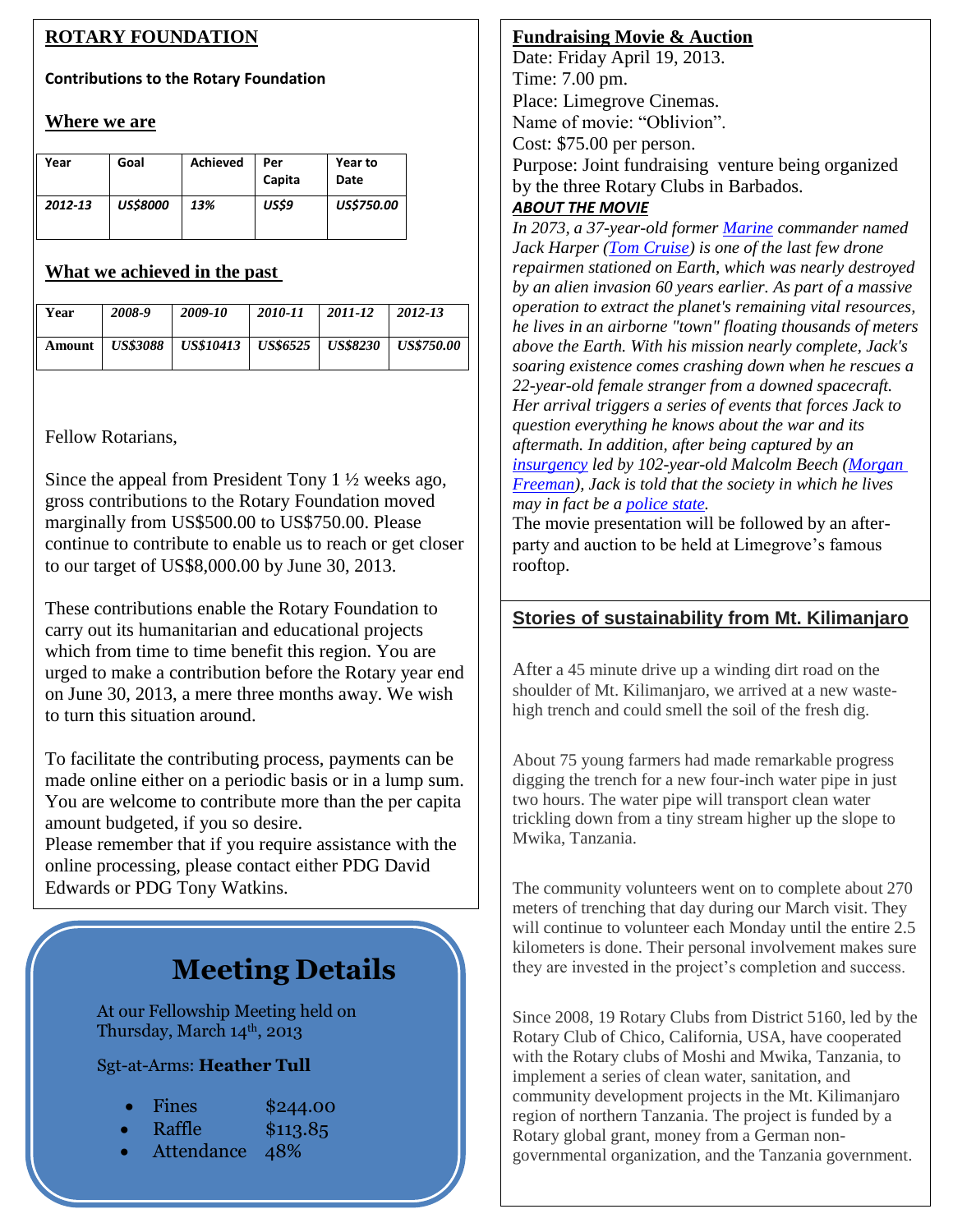## ROTARY FOUNDATION

**Contributions to the Rotary Foundation**

### Where we are

| Year | Goal | Achieved | Per Capita | Year to Date |
|---|---|---|---|---|
| *2012-13* | *US$8000* | *13%* | *US$9* | *US$750.00* |

### What we achieved in the past

| Year | *2008-9* | *2009-10* | *2010-11* | *2011-12* | *2012-13* |
|---|---|---|---|---|---|
| Amount | *US$3088* | *US$10413* | *US$6525* | *US$8230* | *US$750.00* |

Fellow Rotarians,

Since the appeal from President Tony 1 ½ weeks ago, gross contributions to the Rotary Foundation moved marginally from US$500.00 to US$750.00. Please continue to contribute to enable us to reach or get closer to our target of US$8,000.00 by June 30, 2013.

These contributions enable the Rotary Foundation to carry out its humanitarian and educational projects which from time to time benefit this region. You are urged to make a contribution before the Rotary year end on June 30, 2013, a mere three months away. We wish to turn this situation around.

To facilitate the contributing process, payments can be made online either on a periodic basis or in a lump sum. You are welcome to contribute more than the per capita amount budgeted, if you so desire.
Please remember that if you require assistance with the online processing, please contact either PDG David Edwards or PDG Tony Watkins.

## Meeting Details

At our Fellowship Meeting held on Thursday, March 14th, 2013

Sgt-at-Arms: **Heather Tull**

- Fines $244.00
- Raffle $113.85
- Attendance 48%

## Fundraising Movie & Auction

Date: Friday April 19, 2013.
Time: 7.00 pm.
Place: Limegrove Cinemas.
Name of movie: "Oblivion".
Cost: $75.00 per person.
Purpose: Joint fundraising venture being organized by the three Rotary Clubs in Barbados.

***ABOUT THE MOVIE***

*In 2073, a 37-year-old former Marine commander named Jack Harper (Tom Cruise) is one of the last few drone repairmen stationed on Earth, which was nearly destroyed by an alien invasion 60 years earlier. As part of a massive operation to extract the planet's remaining vital resources, he lives in an airborne "town" floating thousands of meters above the Earth. With his mission nearly complete, Jack's soaring existence comes crashing down when he rescues a 22-year-old female stranger from a downed spacecraft. Her arrival triggers a series of events that forces Jack to question everything he knows about the war and its aftermath. In addition, after being captured by an insurgency led by 102-year-old Malcolm Beech (Morgan Freeman), Jack is told that the society in which he lives may in fact be a police state.*

The movie presentation will be followed by an after-party and auction to be held at Limegrove's famous rooftop.

## Stories of sustainability from Mt. Kilimanjaro

After a 45 minute drive up a winding dirt road on the shoulder of Mt. Kilimanjaro, we arrived at a new waste-high trench and could smell the soil of the fresh dig.

About 75 young farmers had made remarkable progress digging the trench for a new four-inch water pipe in just two hours. The water pipe will transport clean water trickling down from a tiny stream higher up the slope to Mwika, Tanzania.

The community volunteers went on to complete about 270 meters of trenching that day during our March visit. They will continue to volunteer each Monday until the entire 2.5 kilometers is done. Their personal involvement makes sure they are invested in the project's completion and success.

Since 2008, 19 Rotary Clubs from District 5160, led by the Rotary Club of Chico, California, USA, have cooperated with the Rotary clubs of Moshi and Mwika, Tanzania, to implement a series of clean water, sanitation, and community development projects in the Mt. Kilimanjaro region of northern Tanzania. The project is funded by a Rotary global grant, money from a German non-governmental organization, and the Tanzania government.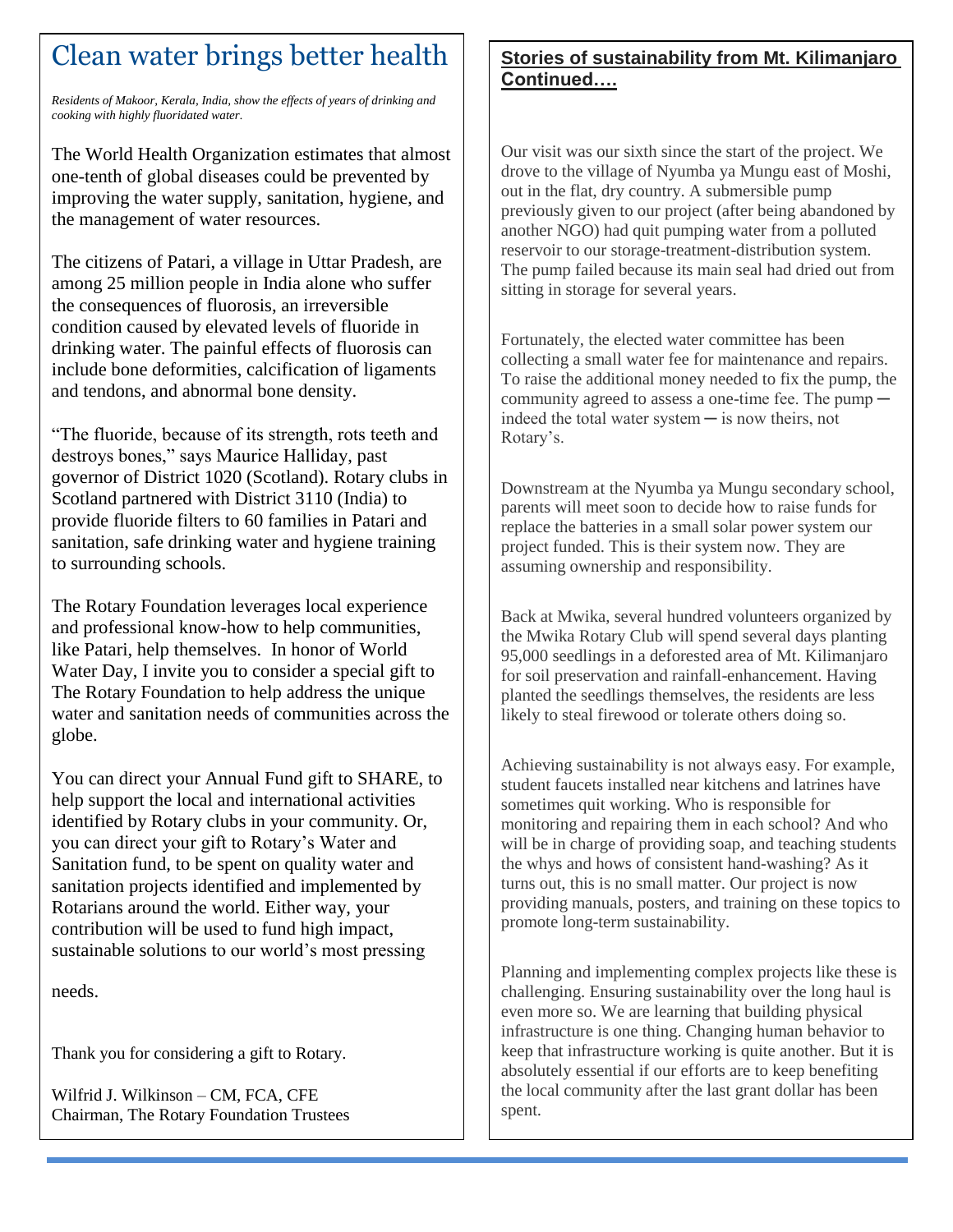# Clean water brings better health

*Residents of Makoor, Kerala, India, show the effects of years of drinking and cooking with highly fluoridated water.*

The World Health Organization estimates that almost one-tenth of global diseases could be prevented by improving the water supply, sanitation, hygiene, and the management of water resources.

The citizens of Patari, a village in Uttar Pradesh, are among 25 million people in India alone who suffer the consequences of fluorosis, an irreversible condition caused by elevated levels of fluoride in drinking water. The painful effects of fluorosis can include bone deformities, calcification of ligaments and tendons, and abnormal bone density.

"The fluoride, because of its strength, rots teeth and destroys bones," says Maurice Halliday, past governor of District 1020 (Scotland). Rotary clubs in Scotland partnered with District 3110 (India) to provide fluoride filters to 60 families in Patari and sanitation, safe drinking water and hygiene training to surrounding schools.

The Rotary Foundation leverages local experience and professional know-how to help communities, like Patari, help themselves. In honor of World Water Day, I invite you to consider a special gift to The Rotary Foundation to help address the unique water and sanitation needs of communities across the globe.

You can direct your Annual Fund gift to SHARE, to help support the local and international activities identified by Rotary clubs in your community. Or, you can direct your gift to Rotary's Water and Sanitation fund, to be spent on quality water and sanitation projects identified and implemented by Rotarians around the world. Either way, your contribution will be used to fund high impact, sustainable solutions to our world's most pressing needs.

Thank you for considering a gift to Rotary.

Wilfrid J. Wilkinson – CM, FCA, CFE
Chairman, The Rotary Foundation Trustees

## Stories of sustainability from Mt. Kilimanjaro Continued….

Our visit was our sixth since the start of the project. We drove to the village of Nyumba ya Mungu east of Moshi, out in the flat, dry country. A submersible pump previously given to our project (after being abandoned by another NGO) had quit pumping water from a polluted reservoir to our storage-treatment-distribution system. The pump failed because its main seal had dried out from sitting in storage for several years.

Fortunately, the elected water committee has been collecting a small water fee for maintenance and repairs. To raise the additional money needed to fix the pump, the community agreed to assess a one-time fee. The pump ─ indeed the total water system ─ is now theirs, not Rotary's.

Downstream at the Nyumba ya Mungu secondary school, parents will meet soon to decide how to raise funds for replace the batteries in a small solar power system our project funded. This is their system now. They are assuming ownership and responsibility.

Back at Mwika, several hundred volunteers organized by the Mwika Rotary Club will spend several days planting 95,000 seedlings in a deforested area of Mt. Kilimanjaro for soil preservation and rainfall-enhancement. Having planted the seedlings themselves, the residents are less likely to steal firewood or tolerate others doing so.

Achieving sustainability is not always easy. For example, student faucets installed near kitchens and latrines have sometimes quit working. Who is responsible for monitoring and repairing them in each school? And who will be in charge of providing soap, and teaching students the whys and hows of consistent hand-washing? As it turns out, this is no small matter. Our project is now providing manuals, posters, and training on these topics to promote long-term sustainability.

Planning and implementing complex projects like these is challenging. Ensuring sustainability over the long haul is even more so. We are learning that building physical infrastructure is one thing. Changing human behavior to keep that infrastructure working is quite another. But it is absolutely essential if our efforts are to keep benefiting the local community after the last grant dollar has been spent.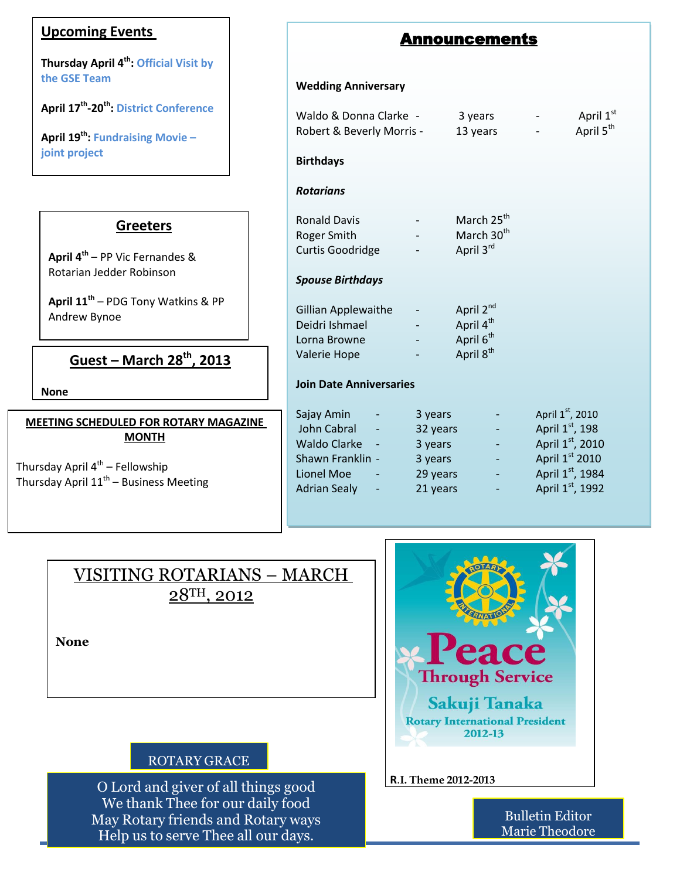## Upcoming Events

**Thursday April 4th**: Official Visit by the GSE Team

**April 17th-20th**: District Conference

**April 19th**: Fundraising Movie – joint project

## Greeters

**April 4th** – PP Vic Fernandes & Rotarian Jedder Robinson

**April 11th** – PDG Tony Watkins & PP Andrew Bynoe

## Guest – March 28th, 2013

None

## MEETING SCHEDULED FOR ROTARY MAGAZINE MONTH

Thursday April 4th – Fellowship
Thursday April 11th – Business Meeting

# Announcements

**Wedding Anniversary**

| | | |
|---|---|---|
| Waldo & Donna Clarke | 3 years | April 1st |
| Robert & Beverly Morris | 13 years | April 5th |

**Birthdays**

***Rotarians***

| | |
|---|---|
| Ronald Davis | March 25th |
| Roger Smith | March 30th |
| Curtis Goodridge | April 3rd |

***Spouse Birthdays***

| | |
|---|---|
| Gillian Applewaithe | April 2nd |
| Deidri Ishmael | April 4th |
| Lorna Browne | April 6th |
| Valerie Hope | April 8th |

**Join Date Anniversaries**

| | | |
|---|---|---|
| Sajay Amin | 3 years | April 1st, 2010 |
| John Cabral | 32 years | April 1st, 198 |
| Waldo Clarke | 3 years | April 1st, 2010 |
| Shawn Franklin | 3 years | April 1st 2010 |
| Lionel Moe | 29 years | April 1st, 1984 |
| Adrian Sealy | 21 years | April 1st, 1992 |

## VISITING ROTARIANS – MARCH 28TH, 2012

**None**

Peace Through Service
Sakuji Tanaka
Rotary International President 2012-13

**R.I. Theme 2012-2013**

## ROTARY GRACE

O Lord and giver of all things good
We thank Thee for our daily food
May Rotary friends and Rotary ways
Help us to serve Thee all our days.

Bulletin Editor
Marie Theodore